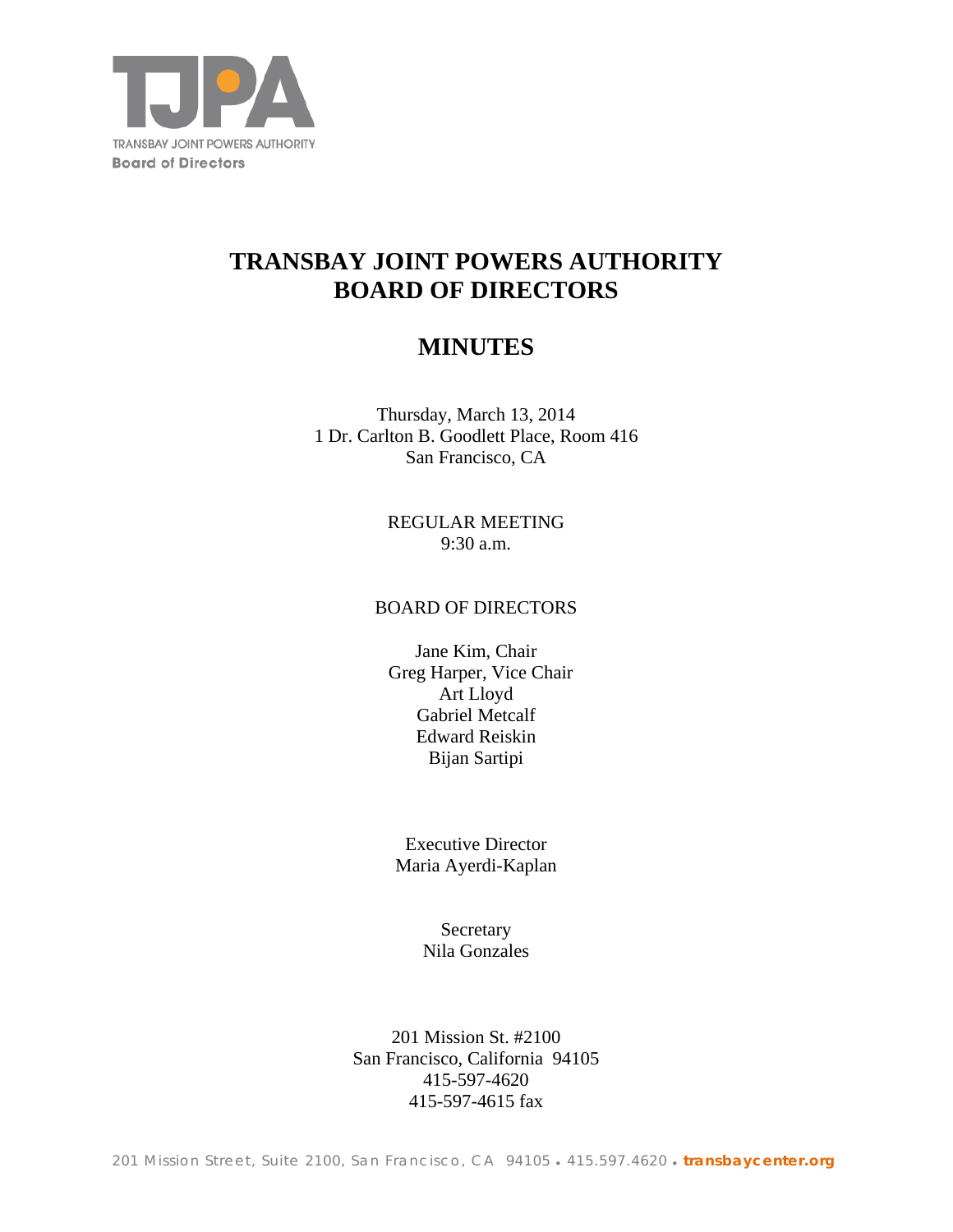TJPA

TRANSBAY JOINT POWERS AUTHORITY
**Board of Directors**

# TRANSBAY JOINT POWERS AUTHORITY
# BOARD OF DIRECTORS

# MINUTES

Thursday, March 13, 2014
1 Dr. Carlton B. Goodlett Place, Room 416
San Francisco, CA

REGULAR MEETING
9:30 a.m.

BOARD OF DIRECTORS

Jane Kim, Chair
Greg Harper, Vice Chair
Art Lloyd
Gabriel Metcalf
Edward Reiskin
Bijan Sartipi

Executive Director
Maria Ayerdi-Kaplan

Secretary
Nila Gonzales

201 Mission St. #2100
San Francisco, California 94105
415-597-4620
415-597-4615 fax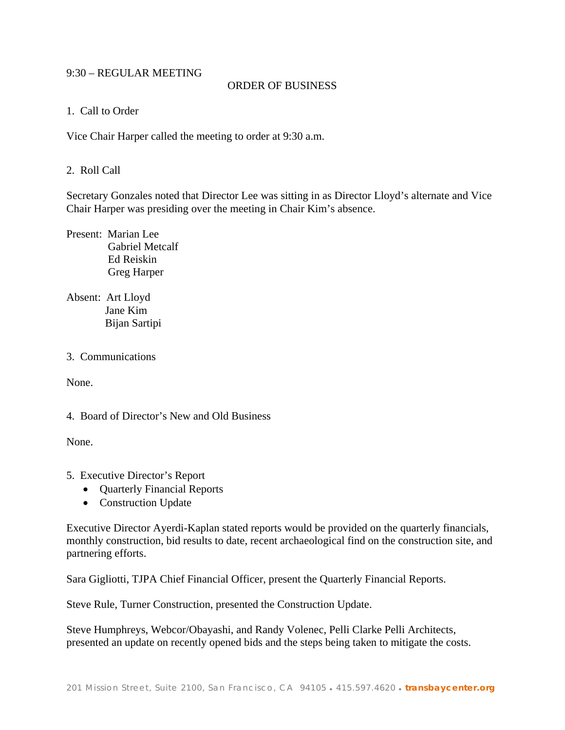9:30 – REGULAR MEETING

ORDER OF BUSINESS

1. Call to Order

Vice Chair Harper called the meeting to order at 9:30 a.m.

2. Roll Call

Secretary Gonzales noted that Director Lee was sitting in as Director Lloyd's alternate and Vice Chair Harper was presiding over the meeting in Chair Kim's absence.

Present: Marian Lee
Gabriel Metcalf
Ed Reiskin
Greg Harper

Absent: Art Lloyd
Jane Kim
Bijan Sartipi

3. Communications

None.

4. Board of Director's New and Old Business

None.

5. Executive Director's Report
- Quarterly Financial Reports
- Construction Update

Executive Director Ayerdi-Kaplan stated reports would be provided on the quarterly financials, monthly construction, bid results to date, recent archaeological find on the construction site, and partnering efforts.

Sara Gigliotti, TJPA Chief Financial Officer, present the Quarterly Financial Reports.

Steve Rule, Turner Construction, presented the Construction Update.

Steve Humphreys, Webcor/Obayashi, and Randy Volenec, Pelli Clarke Pelli Architects, presented an update on recently opened bids and the steps being taken to mitigate the costs.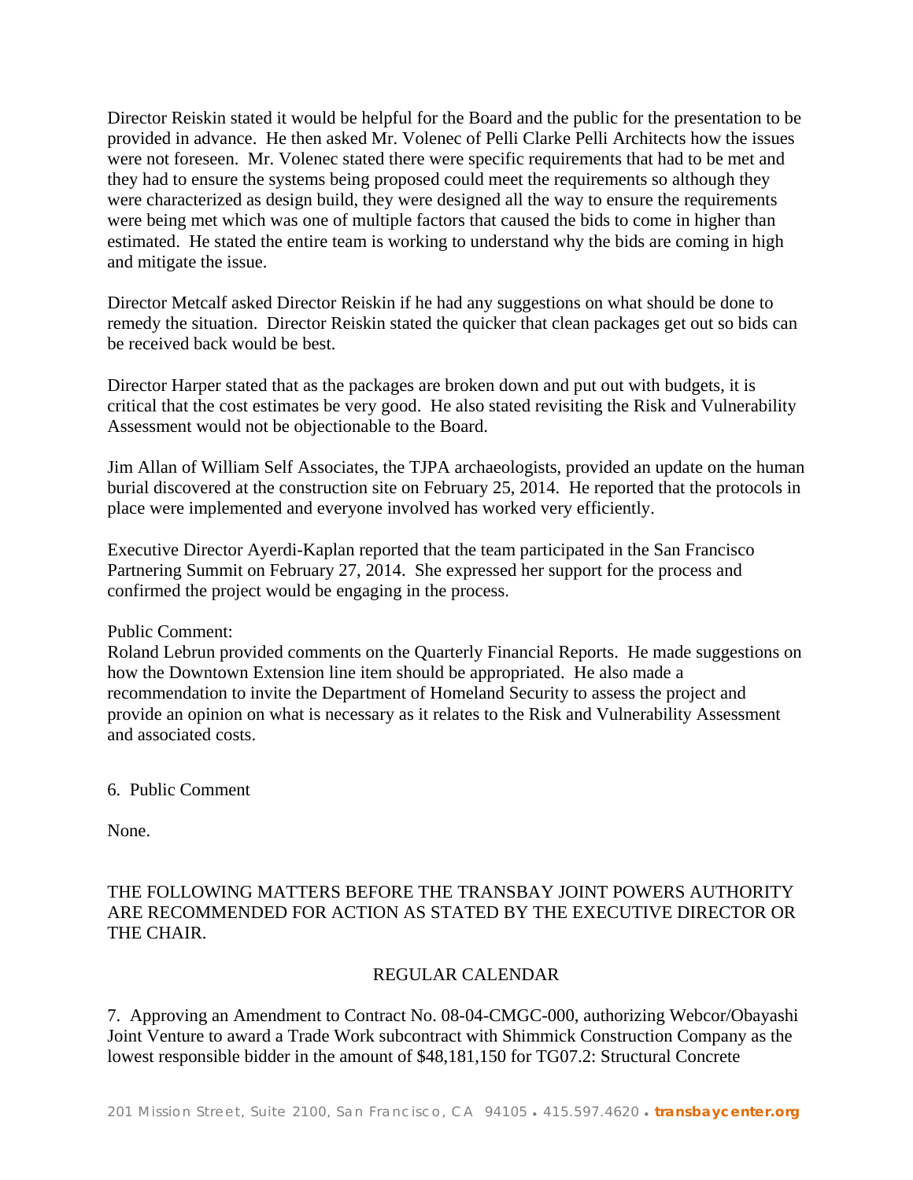Director Reiskin stated it would be helpful for the Board and the public for the presentation to be provided in advance. He then asked Mr. Volenec of Pelli Clarke Pelli Architects how the issues were not foreseen. Mr. Volenec stated there were specific requirements that had to be met and they had to ensure the systems being proposed could meet the requirements so although they were characterized as design build, they were designed all the way to ensure the requirements were being met which was one of multiple factors that caused the bids to come in higher than estimated. He stated the entire team is working to understand why the bids are coming in high and mitigate the issue.

Director Metcalf asked Director Reiskin if he had any suggestions on what should be done to remedy the situation. Director Reiskin stated the quicker that clean packages get out so bids can be received back would be best.

Director Harper stated that as the packages are broken down and put out with budgets, it is critical that the cost estimates be very good. He also stated revisiting the Risk and Vulnerability Assessment would not be objectionable to the Board.

Jim Allan of William Self Associates, the TJPA archaeologists, provided an update on the human burial discovered at the construction site on February 25, 2014. He reported that the protocols in place were implemented and everyone involved has worked very efficiently.

Executive Director Ayerdi-Kaplan reported that the team participated in the San Francisco Partnering Summit on February 27, 2014. She expressed her support for the process and confirmed the project would be engaging in the process.

Public Comment:
Roland Lebrun provided comments on the Quarterly Financial Reports. He made suggestions on how the Downtown Extension line item should be appropriated. He also made a recommendation to invite the Department of Homeland Security to assess the project and provide an opinion on what is necessary as it relates to the Risk and Vulnerability Assessment and associated costs.

6. Public Comment

None.

THE FOLLOWING MATTERS BEFORE THE TRANSBAY JOINT POWERS AUTHORITY ARE RECOMMENDED FOR ACTION AS STATED BY THE EXECUTIVE DIRECTOR OR THE CHAIR.

## REGULAR CALENDAR

7. Approving an Amendment to Contract No. 08-04-CMGC-000, authorizing Webcor/Obayashi Joint Venture to award a Trade Work subcontract with Shimmick Construction Company as the lowest responsible bidder in the amount of $48,181,150 for TG07.2: Structural Concrete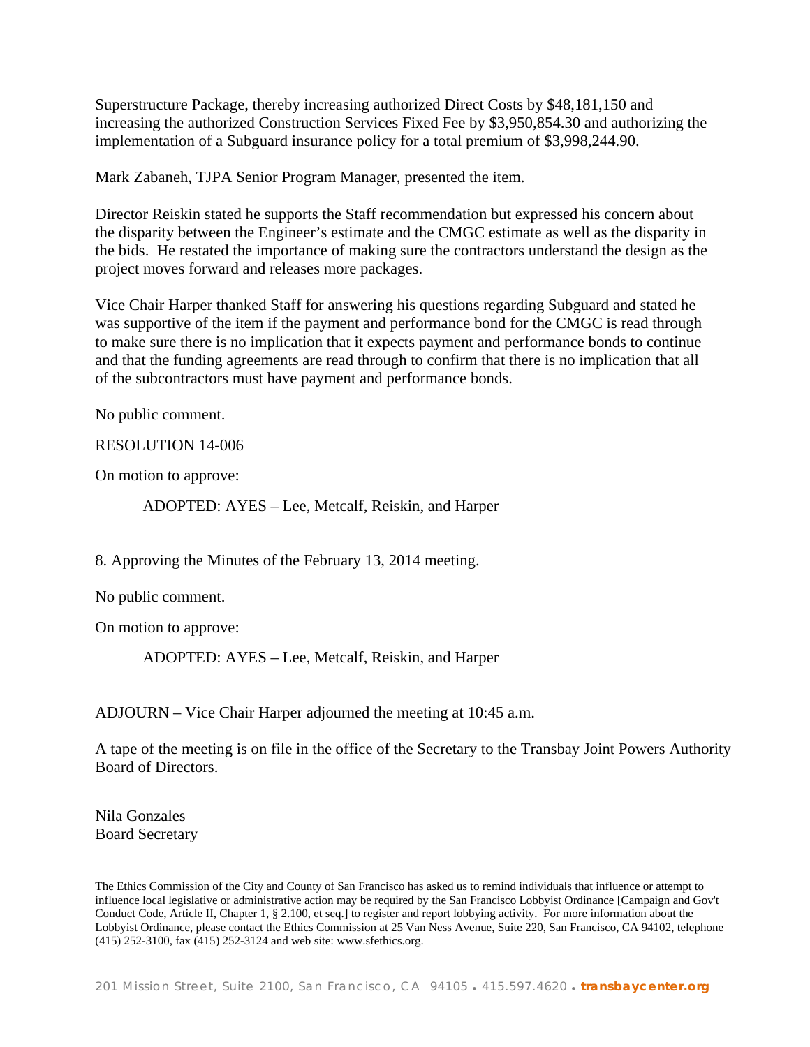Superstructure Package, thereby increasing authorized Direct Costs by $48,181,150 and increasing the authorized Construction Services Fixed Fee by $3,950,854.30 and authorizing the implementation of a Subguard insurance policy for a total premium of $3,998,244.90.

Mark Zabaneh, TJPA Senior Program Manager, presented the item.

Director Reiskin stated he supports the Staff recommendation but expressed his concern about the disparity between the Engineer's estimate and the CMGC estimate as well as the disparity in the bids. He restated the importance of making sure the contractors understand the design as the project moves forward and releases more packages.

Vice Chair Harper thanked Staff for answering his questions regarding Subguard and stated he was supportive of the item if the payment and performance bond for the CMGC is read through to make sure there is no implication that it expects payment and performance bonds to continue and that the funding agreements are read through to confirm that there is no implication that all of the subcontractors must have payment and performance bonds.

No public comment.

RESOLUTION 14-006

On motion to approve:

ADOPTED: AYES – Lee, Metcalf, Reiskin, and Harper

8. Approving the Minutes of the February 13, 2014 meeting.

No public comment.

On motion to approve:

ADOPTED: AYES – Lee, Metcalf, Reiskin, and Harper

ADJOURN – Vice Chair Harper adjourned the meeting at 10:45 a.m.

A tape of the meeting is on file in the office of the Secretary to the Transbay Joint Powers Authority Board of Directors.

Nila Gonzales
Board Secretary

The Ethics Commission of the City and County of San Francisco has asked us to remind individuals that influence or attempt to influence local legislative or administrative action may be required by the San Francisco Lobbyist Ordinance [Campaign and Gov't Conduct Code, Article II, Chapter 1, § 2.100, et seq.] to register and report lobbying activity. For more information about the Lobbyist Ordinance, please contact the Ethics Commission at 25 Van Ness Avenue, Suite 220, San Francisco, CA 94102, telephone (415) 252-3100, fax (415) 252-3124 and web site: www.sfethics.org.